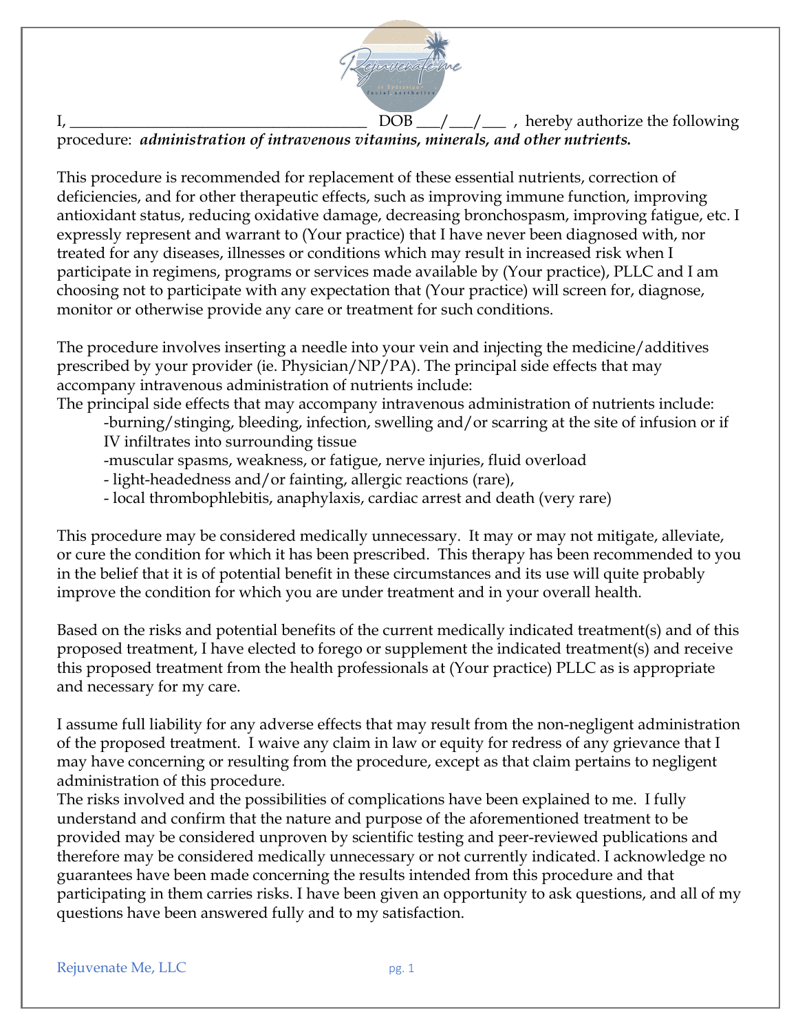I, ______________________________________ DOB ___/___/___ , hereby authorize the following procedure: ***administration of intravenous vitamins, minerals, and other nutrients.***

This procedure is recommended for replacement of these essential nutrients, correction of deficiencies, and for other therapeutic effects, such as improving immune function, improving antioxidant status, reducing oxidative damage, decreasing bronchospasm, improving fatigue, etc. I expressly represent and warrant to (Your practice) that I have never been diagnosed with, nor treated for any diseases, illnesses or conditions which may result in increased risk when I participate in regimens, programs or services made available by (Your practice), PLLC and I am choosing not to participate with any expectation that (Your practice) will screen for, diagnose, monitor or otherwise provide any care or treatment for such conditions.

The procedure involves inserting a needle into your vein and injecting the medicine/additives prescribed by your provider (ie. Physician/NP/PA). The principal side effects that may accompany intravenous administration of nutrients include:
The principal side effects that may accompany intravenous administration of nutrients include:

-burning/stinging, bleeding, infection, swelling and/or scarring at the site of infusion or if IV infiltrates into surrounding tissue
-muscular spasms, weakness, or fatigue, nerve injuries, fluid overload
- light-headedness and/or fainting, allergic reactions (rare),
- local thrombophlebitis, anaphylaxis, cardiac arrest and death (very rare)

This procedure may be considered medically unnecessary. It may or may not mitigate, alleviate, or cure the condition for which it has been prescribed. This therapy has been recommended to you in the belief that it is of potential benefit in these circumstances and its use will quite probably improve the condition for which you are under treatment and in your overall health.

Based on the risks and potential benefits of the current medically indicated treatment(s) and of this proposed treatment, I have elected to forego or supplement the indicated treatment(s) and receive this proposed treatment from the health professionals at (Your practice) PLLC as is appropriate and necessary for my care.

I assume full liability for any adverse effects that may result from the non-negligent administration of the proposed treatment. I waive any claim in law or equity for redress of any grievance that I may have concerning or resulting from the procedure, except as that claim pertains to negligent administration of this procedure.
The risks involved and the possibilities of complications have been explained to me. I fully understand and confirm that the nature and purpose of the aforementioned treatment to be provided may be considered unproven by scientific testing and peer-reviewed publications and therefore may be considered medically unnecessary or not currently indicated. I acknowledge no guarantees have been made concerning the results intended from this procedure and that participating in them carries risks. I have been given an opportunity to ask questions, and all of my questions have been answered fully and to my satisfaction.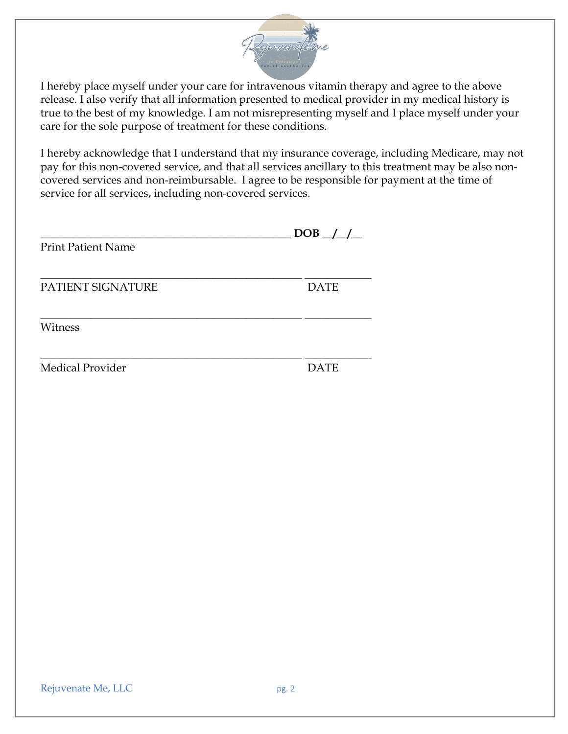I hereby place myself under your care for intravenous vitamin therapy and agree to the above release. I also verify that all information presented to medical provider in my medical history is true to the best of my knowledge. I am not misrepresenting myself and I place myself under your care for the sole purpose of treatment for these conditions.

I hereby acknowledge that I understand that my insurance coverage, including Medicare, may not pay for this non-covered service, and that all services ancillary to this treatment may be also non-covered services and non-reimbursable. I agree to be responsible for payment at the time of service for all services, including non-covered services.

_______________________________________________ **DOB __/__/__**

Print Patient Name

_______________________________________________ ____________

PATIENT SIGNATURE DATE

_______________________________________________ ____________

Witness

_______________________________________________ ____________

Medical Provider DATE